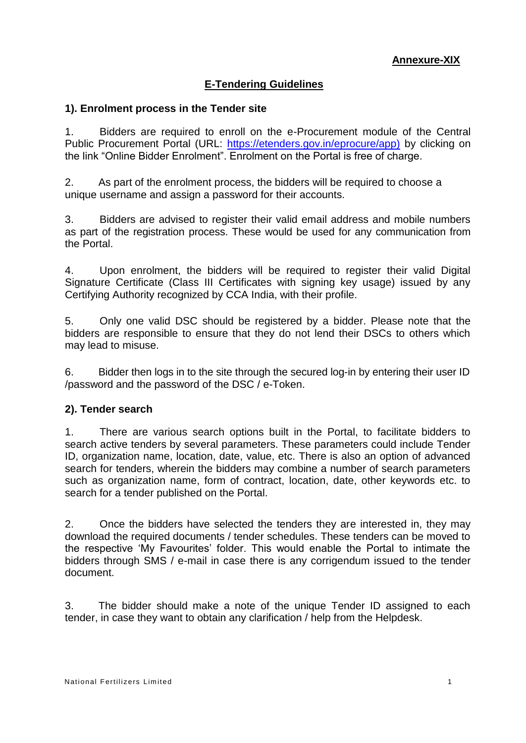**Annexure-XIX**

# E-Tendering Guidelines

## 1). Enrolment process in the Tender site

1. Bidders are required to enroll on the e-Procurement module of the Central Public Procurement Portal (URL: [https://etenders.gov.in/eprocure/app)](https://etenders.gov.in/eprocure/app) by clicking on the link "Online Bidder Enrolment". Enrolment on the Portal is free of charge.

2. As part of the enrolment process, the bidders will be required to choose a unique username and assign a password for their accounts.

3. Bidders are advised to register their valid email address and mobile numbers as part of the registration process. These would be used for any communication from the Portal.

4. Upon enrolment, the bidders will be required to register their valid Digital Signature Certificate (Class III Certificates with signing key usage) issued by any Certifying Authority recognized by CCA India, with their profile.

5. Only one valid DSC should be registered by a bidder. Please note that the bidders are responsible to ensure that they do not lend their DSCs to others which may lead to misuse.

6. Bidder then logs in to the site through the secured log-in by entering their user ID /password and the password of the DSC / e-Token.

## 2). Tender search

1. There are various search options built in the Portal, to facilitate bidders to search active tenders by several parameters. These parameters could include Tender ID, organization name, location, date, value, etc. There is also an option of advanced search for tenders, wherein the bidders may combine a number of search parameters such as organization name, form of contract, location, date, other keywords etc. to search for a tender published on the Portal.

2. Once the bidders have selected the tenders they are interested in, they may download the required documents / tender schedules. These tenders can be moved to the respective 'My Favourites' folder. This would enable the Portal to intimate the bidders through SMS / e-mail in case there is any corrigendum issued to the tender document.

3. The bidder should make a note of the unique Tender ID assigned to each tender, in case they want to obtain any clarification / help from the Helpdesk.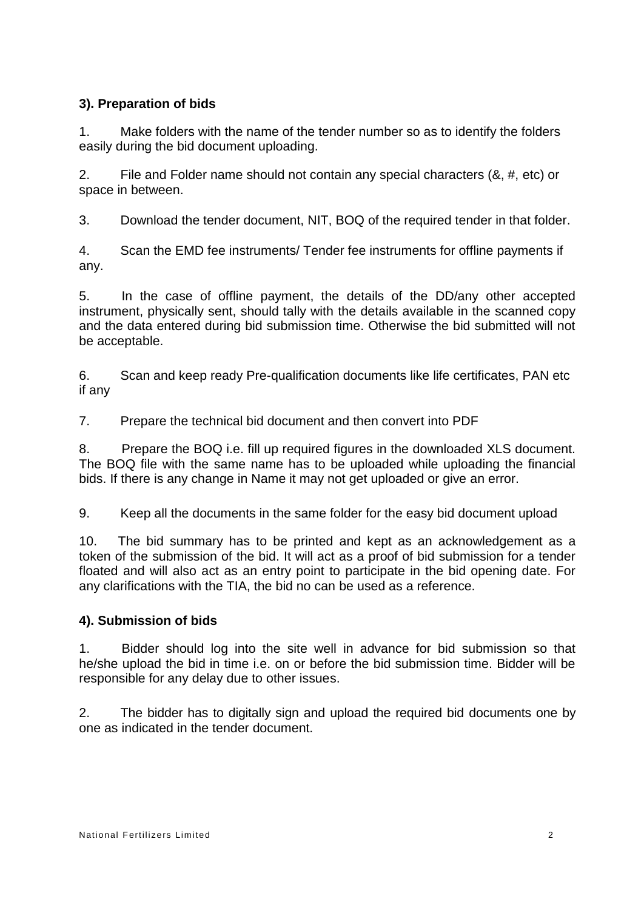**3). Preparation of bids**

1. Make folders with the name of the tender number so as to identify the folders easily during the bid document uploading.

2. File and Folder name should not contain any special characters (&, #, etc) or space in between.

3. Download the tender document, NIT, BOQ of the required tender in that folder.

4. Scan the EMD fee instruments/ Tender fee instruments for offline payments if any.

5. In the case of offline payment, the details of the DD/any other accepted instrument, physically sent, should tally with the details available in the scanned copy and the data entered during bid submission time. Otherwise the bid submitted will not be acceptable.

6. Scan and keep ready Pre-qualification documents like life certificates, PAN etc if any

7. Prepare the technical bid document and then convert into PDF

8. Prepare the BOQ i.e. fill up required figures in the downloaded XLS document. The BOQ file with the same name has to be uploaded while uploading the financial bids. If there is any change in Name it may not get uploaded or give an error.

9. Keep all the documents in the same folder for the easy bid document upload

10. The bid summary has to be printed and kept as an acknowledgement as a token of the submission of the bid. It will act as a proof of bid submission for a tender floated and will also act as an entry point to participate in the bid opening date. For any clarifications with the TIA, the bid no can be used as a reference.

**4). Submission of bids**

1. Bidder should log into the site well in advance for bid submission so that he/she upload the bid in time i.e. on or before the bid submission time. Bidder will be responsible for any delay due to other issues.

2. The bidder has to digitally sign and upload the required bid documents one by one as indicated in the tender document.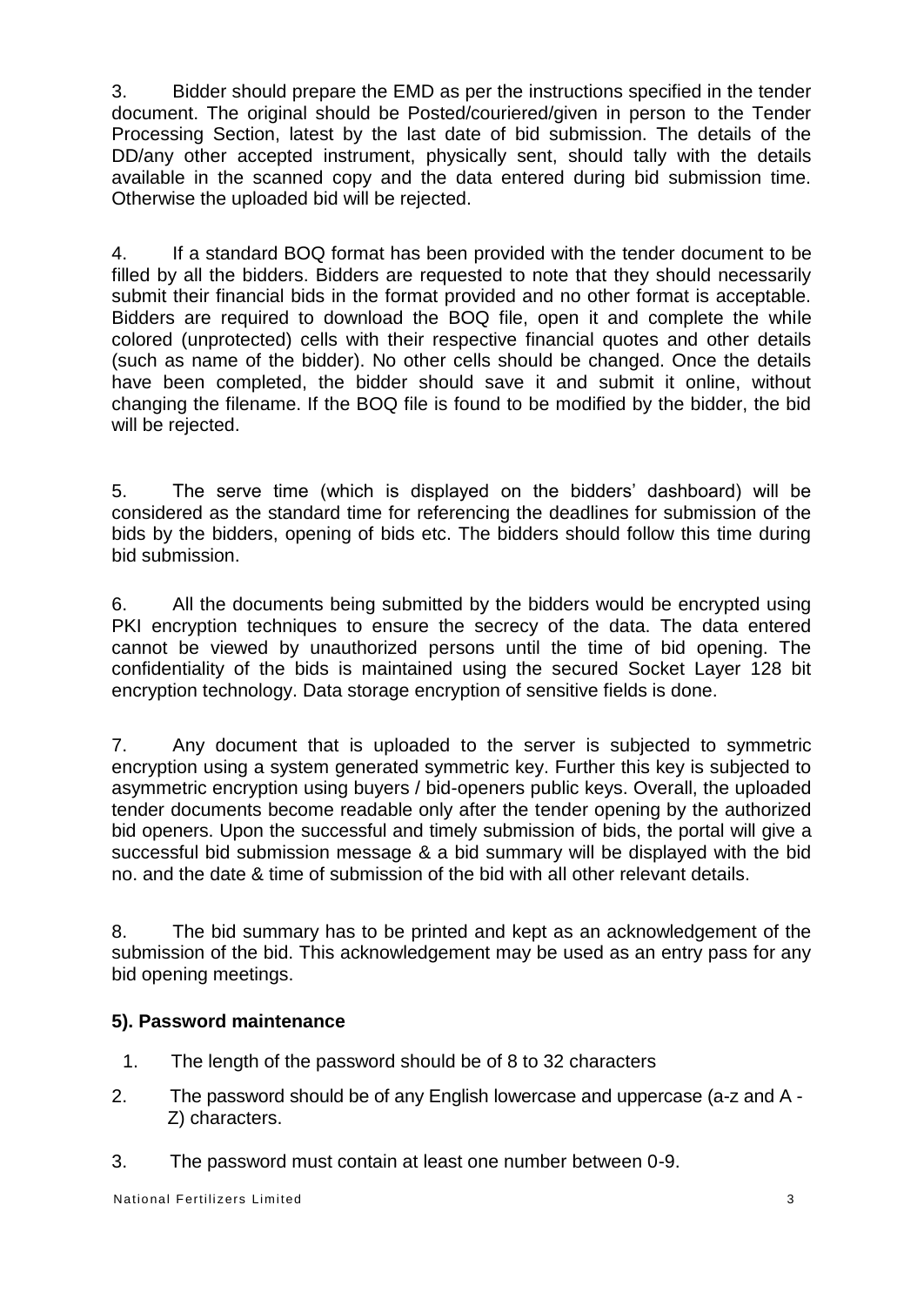3. Bidder should prepare the EMD as per the instructions specified in the tender document. The original should be Posted/couriered/given in person to the Tender Processing Section, latest by the last date of bid submission. The details of the DD/any other accepted instrument, physically sent, should tally with the details available in the scanned copy and the data entered during bid submission time. Otherwise the uploaded bid will be rejected.

4. If a standard BOQ format has been provided with the tender document to be filled by all the bidders. Bidders are requested to note that they should necessarily submit their financial bids in the format provided and no other format is acceptable. Bidders are required to download the BOQ file, open it and complete the while colored (unprotected) cells with their respective financial quotes and other details (such as name of the bidder). No other cells should be changed. Once the details have been completed, the bidder should save it and submit it online, without changing the filename. If the BOQ file is found to be modified by the bidder, the bid will be rejected.

5. The serve time (which is displayed on the bidders' dashboard) will be considered as the standard time for referencing the deadlines for submission of the bids by the bidders, opening of bids etc. The bidders should follow this time during bid submission.

6. All the documents being submitted by the bidders would be encrypted using PKI encryption techniques to ensure the secrecy of the data. The data entered cannot be viewed by unauthorized persons until the time of bid opening. The confidentiality of the bids is maintained using the secured Socket Layer 128 bit encryption technology. Data storage encryption of sensitive fields is done.

7. Any document that is uploaded to the server is subjected to symmetric encryption using a system generated symmetric key. Further this key is subjected to asymmetric encryption using buyers / bid-openers public keys. Overall, the uploaded tender documents become readable only after the tender opening by the authorized bid openers. Upon the successful and timely submission of bids, the portal will give a successful bid submission message & a bid summary will be displayed with the bid no. and the date & time of submission of the bid with all other relevant details.

8. The bid summary has to be printed and kept as an acknowledgement of the submission of the bid. This acknowledgement may be used as an entry pass for any bid opening meetings.

**5). Password maintenance**

1. The length of the password should be of 8 to 32 characters
2. The password should be of any English lowercase and uppercase (a-z and A - Z) characters.
3. The password must contain at least one number between 0-9.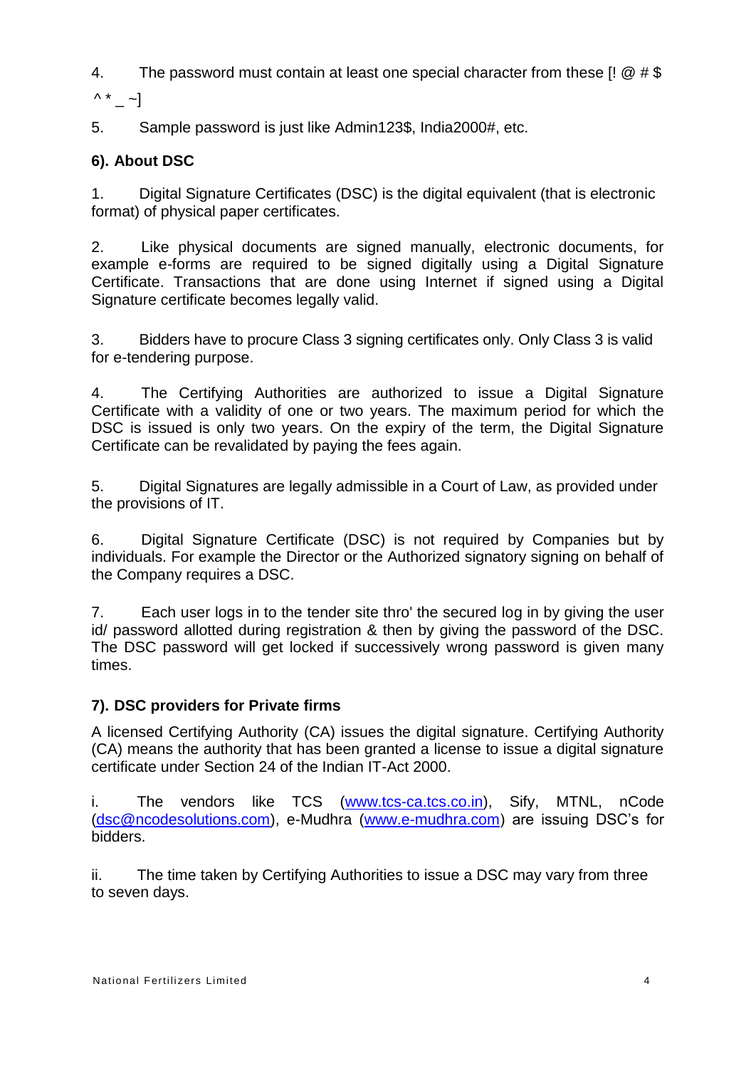4. The password must contain at least one special character from these [! @ # $ ^ * _ ~]

5. Sample password is just like Admin123$, India2000#, etc.

### 6). About DSC

1. Digital Signature Certificates (DSC) is the digital equivalent (that is electronic format) of physical paper certificates.

2. Like physical documents are signed manually, electronic documents, for example e-forms are required to be signed digitally using a Digital Signature Certificate. Transactions that are done using Internet if signed using a Digital Signature certificate becomes legally valid.

3. Bidders have to procure Class 3 signing certificates only. Only Class 3 is valid for e-tendering purpose.

4. The Certifying Authorities are authorized to issue a Digital Signature Certificate with a validity of one or two years. The maximum period for which the DSC is issued is only two years. On the expiry of the term, the Digital Signature Certificate can be revalidated by paying the fees again.

5. Digital Signatures are legally admissible in a Court of Law, as provided under the provisions of IT.

6. Digital Signature Certificate (DSC) is not required by Companies but by individuals. For example the Director or the Authorized signatory signing on behalf of the Company requires a DSC.

7. Each user logs in to the tender site thro' the secured log in by giving the user id/ password allotted during registration & then by giving the password of the DSC. The DSC password will get locked if successively wrong password is given many times.

### 7). DSC providers for Private firms

A licensed Certifying Authority (CA) issues the digital signature. Certifying Authority (CA) means the authority that has been granted a license to issue a digital signature certificate under Section 24 of the Indian IT-Act 2000.

i. The vendors like TCS (www.tcs-ca.tcs.co.in), Sify, MTNL, nCode (dsc@ncodesolutions.com), e-Mudhra (www.e-mudhra.com) are issuing DSC's for bidders.

ii. The time taken by Certifying Authorities to issue a DSC may vary from three to seven days.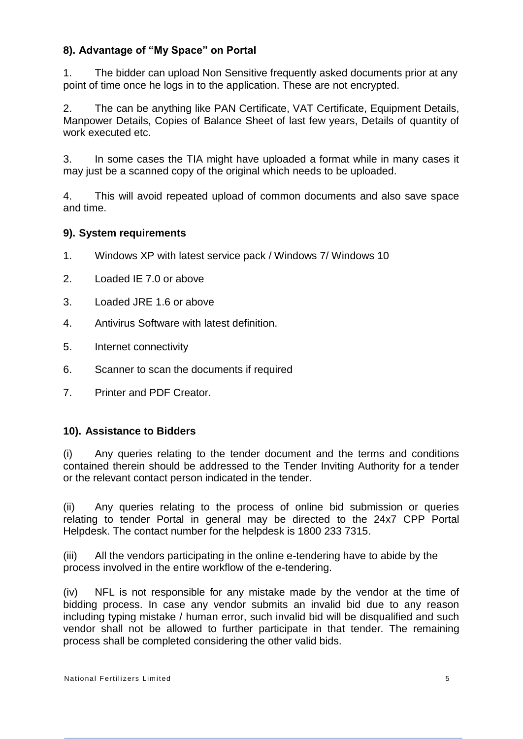### 8). Advantage of "My Space" on Portal

1. The bidder can upload Non Sensitive frequently asked documents prior at any point of time once he logs in to the application. These are not encrypted.

2. The can be anything like PAN Certificate, VAT Certificate, Equipment Details, Manpower Details, Copies of Balance Sheet of last few years, Details of quantity of work executed etc.

3. In some cases the TIA might have uploaded a format while in many cases it may just be a scanned copy of the original which needs to be uploaded.

4. This will avoid repeated upload of common documents and also save space and time.

### 9). System requirements

1. Windows XP with latest service pack / Windows 7/ Windows 10
2. Loaded IE 7.0 or above
3. Loaded JRE 1.6 or above
4. Antivirus Software with latest definition.
5. Internet connectivity
6. Scanner to scan the documents if required
7. Printer and PDF Creator.

### 10). Assistance to Bidders

(i) Any queries relating to the tender document and the terms and conditions contained therein should be addressed to the Tender Inviting Authority for a tender or the relevant contact person indicated in the tender.

(ii) Any queries relating to the process of online bid submission or queries relating to tender Portal in general may be directed to the 24x7 CPP Portal Helpdesk. The contact number for the helpdesk is 1800 233 7315.

(iii) All the vendors participating in the online e-tendering have to abide by the process involved in the entire workflow of the e-tendering.

(iv) NFL is not responsible for any mistake made by the vendor at the time of bidding process. In case any vendor submits an invalid bid due to any reason including typing mistake / human error, such invalid bid will be disqualified and such vendor shall not be allowed to further participate in that tender. The remaining process shall be completed considering the other valid bids.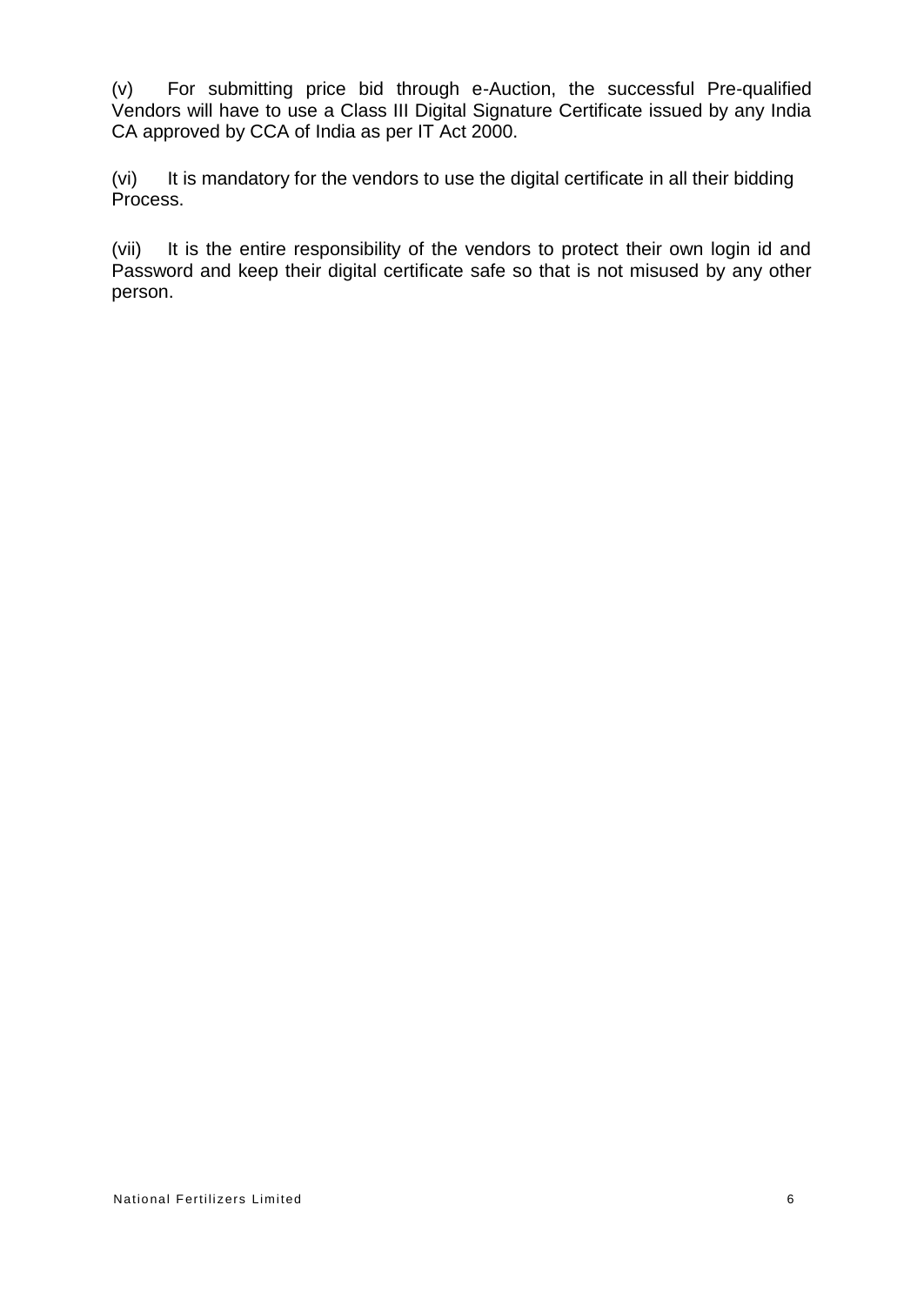(v) For submitting price bid through e-Auction, the successful Pre-qualified Vendors will have to use a Class III Digital Signature Certificate issued by any India CA approved by CCA of India as per IT Act 2000.

(vi) It is mandatory for the vendors to use the digital certificate in all their bidding Process.

(vii) It is the entire responsibility of the vendors to protect their own login id and Password and keep their digital certificate safe so that is not misused by any other person.